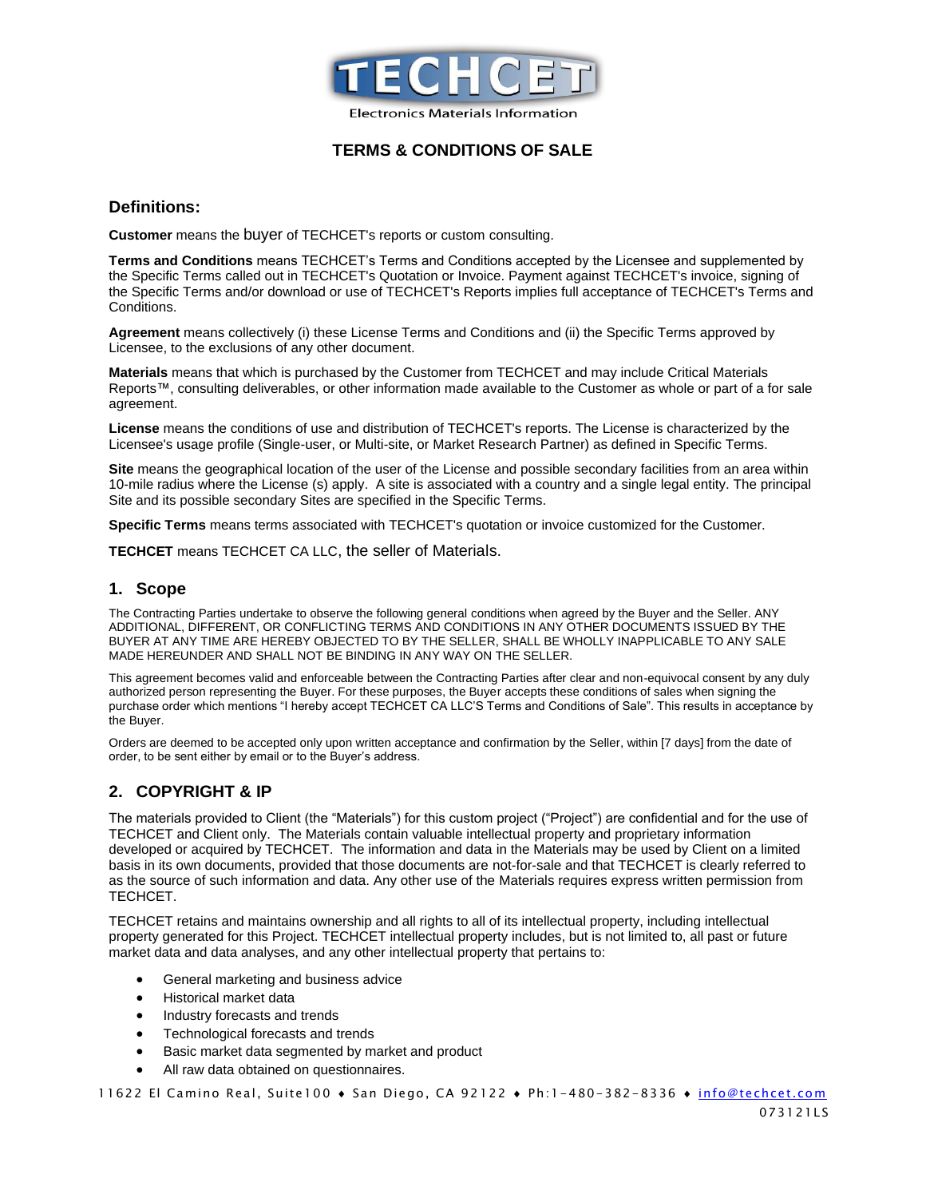TECHCET

Electronics Materials Information

# TERMS & CONDITIONS OF SALE

## Definitions:

**Customer** means the buyer of TECHCET's reports or custom consulting.

**Terms and Conditions** means TECHCET's Terms and Conditions accepted by the Licensee and supplemented by the Specific Terms called out in TECHCET's Quotation or Invoice. Payment against TECHCET's invoice, signing of the Specific Terms and/or download or use of TECHCET's Reports implies full acceptance of TECHCET's Terms and Conditions.

**Agreement** means collectively (i) these License Terms and Conditions and (ii) the Specific Terms approved by Licensee, to the exclusions of any other document.

**Materials** means that which is purchased by the Customer from TECHCET and may include Critical Materials Reports™, consulting deliverables, or other information made available to the Customer as whole or part of a for sale agreement.

**License** means the conditions of use and distribution of TECHCET's reports. The License is characterized by the Licensee's usage profile (Single-user, or Multi-site, or Market Research Partner) as defined in Specific Terms.

**Site** means the geographical location of the user of the License and possible secondary facilities from an area within 10-mile radius where the License (s) apply. A site is associated with a country and a single legal entity. The principal Site and its possible secondary Sites are specified in the Specific Terms.

**Specific Terms** means terms associated with TECHCET's quotation or invoice customized for the Customer.

**TECHCET** means TECHCET CA LLC, the seller of Materials.

## 1. Scope

The Contracting Parties undertake to observe the following general conditions when agreed by the Buyer and the Seller. ANY ADDITIONAL, DIFFERENT, OR CONFLICTING TERMS AND CONDITIONS IN ANY OTHER DOCUMENTS ISSUED BY THE BUYER AT ANY TIME ARE HEREBY OBJECTED TO BY THE SELLER, SHALL BE WHOLLY INAPPLICABLE TO ANY SALE MADE HEREUNDER AND SHALL NOT BE BINDING IN ANY WAY ON THE SELLER.

This agreement becomes valid and enforceable between the Contracting Parties after clear and non-equivocal consent by any duly authorized person representing the Buyer. For these purposes, the Buyer accepts these conditions of sales when signing the purchase order which mentions "I hereby accept TECHCET CA LLC'S Terms and Conditions of Sale". This results in acceptance by the Buyer.

Orders are deemed to be accepted only upon written acceptance and confirmation by the Seller, within [7 days] from the date of order, to be sent either by email or to the Buyer's address.

## 2. COPYRIGHT & IP

The materials provided to Client (the "Materials") for this custom project ("Project") are confidential and for the use of TECHCET and Client only. The Materials contain valuable intellectual property and proprietary information developed or acquired by TECHCET. The information and data in the Materials may be used by Client on a limited basis in its own documents, provided that those documents are not-for-sale and that TECHCET is clearly referred to as the source of such information and data. Any other use of the Materials requires express written permission from TECHCET.

TECHCET retains and maintains ownership and all rights to all of its intellectual property, including intellectual property generated for this Project. TECHCET intellectual property includes, but is not limited to, all past or future market data and data analyses, and any other intellectual property that pertains to:

- General marketing and business advice
- Historical market data
- Industry forecasts and trends
- Technological forecasts and trends
- Basic market data segmented by market and product
- All raw data obtained on questionnaires.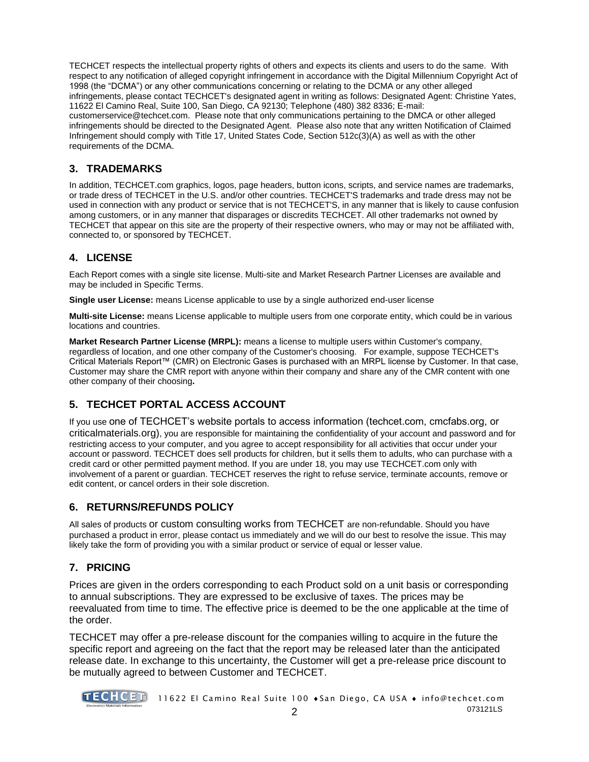TECHCET respects the intellectual property rights of others and expects its clients and users to do the same. With respect to any notification of alleged copyright infringement in accordance with the Digital Millennium Copyright Act of 1998 (the "DCMA") or any other communications concerning or relating to the DCMA or any other alleged infringements, please contact TECHCET's designated agent in writing as follows: Designated Agent: Christine Yates, 11622 El Camino Real, Suite 100, San Diego, CA 92130; Telephone (480) 382 8336; E-mail: customerservice@techcet.com. Please note that only communications pertaining to the DMCA or other alleged infringements should be directed to the Designated Agent. Please also note that any written Notification of Claimed Infringement should comply with Title 17, United States Code, Section 512c(3)(A) as well as with the other requirements of the DCMA.

## 3. TRADEMARKS

In addition, TECHCET.com graphics, logos, page headers, button icons, scripts, and service names are trademarks, or trade dress of TECHCET in the U.S. and/or other countries. TECHCET'S trademarks and trade dress may not be used in connection with any product or service that is not TECHCET'S, in any manner that is likely to cause confusion among customers, or in any manner that disparages or discredits TECHCET. All other trademarks not owned by TECHCET that appear on this site are the property of their respective owners, who may or may not be affiliated with, connected to, or sponsored by TECHCET.

## 4. LICENSE

Each Report comes with a single site license. Multi-site and Market Research Partner Licenses are available and may be included in Specific Terms.

**Single user License:** means License applicable to use by a single authorized end-user license

**Multi-site License:** means License applicable to multiple users from one corporate entity, which could be in various locations and countries.

**Market Research Partner License (MRPL):** means a license to multiple users within Customer's company, regardless of location, and one other company of the Customer's choosing. For example, suppose TECHCET's Critical Materials Report™ (CMR) on Electronic Gases is purchased with an MRPL license by Customer. In that case, Customer may share the CMR report with anyone within their company and share any of the CMR content with one other company of their choosing.

## 5. TECHCET PORTAL ACCESS ACCOUNT

If you use one of TECHCET's website portals to access information (techcet.com, cmcfabs.org, or criticalmaterials.org), you are responsible for maintaining the confidentiality of your account and password and for restricting access to your computer, and you agree to accept responsibility for all activities that occur under your account or password. TECHCET does sell products for children, but it sells them to adults, who can purchase with a credit card or other permitted payment method. If you are under 18, you may use TECHCET.com only with involvement of a parent or guardian. TECHCET reserves the right to refuse service, terminate accounts, remove or edit content, or cancel orders in their sole discretion.

## 6. RETURNS/REFUNDS POLICY

All sales of products or custom consulting works from TECHCET are non-refundable. Should you have purchased a product in error, please contact us immediately and we will do our best to resolve the issue. This may likely take the form of providing you with a similar product or service of equal or lesser value.

## 7. PRICING

Prices are given in the orders corresponding to each Product sold on a unit basis or corresponding to annual subscriptions. They are expressed to be exclusive of taxes. The prices may be reevaluated from time to time. The effective price is deemed to be the one applicable at the time of the order.

TECHCET may offer a pre-release discount for the companies willing to acquire in the future the specific report and agreeing on the fact that the report may be released later than the anticipated release date. In exchange to this uncertainty, the Customer will get a pre-release price discount to be mutually agreed to between Customer and TECHCET.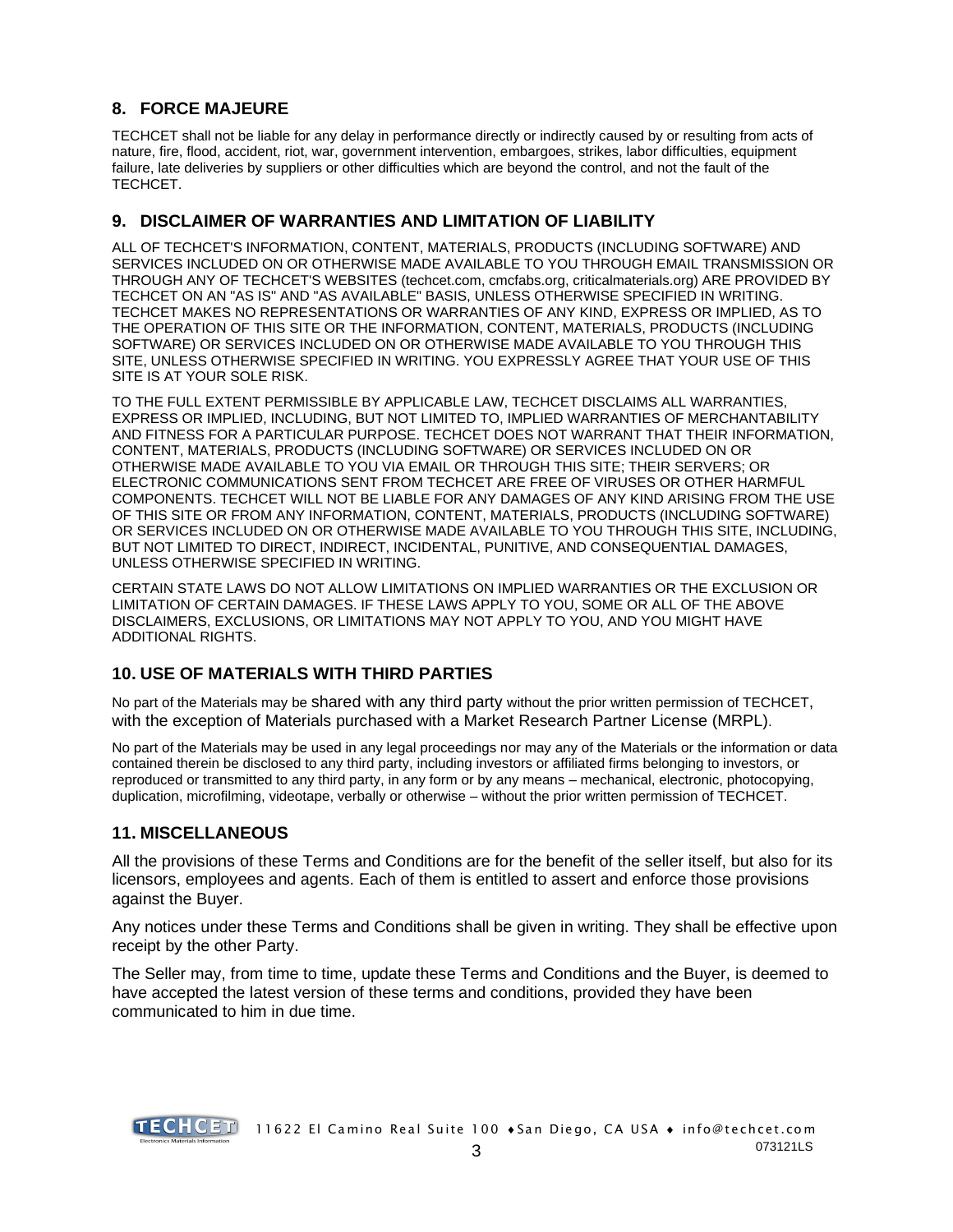## 8. FORCE MAJEURE

TECHCET shall not be liable for any delay in performance directly or indirectly caused by or resulting from acts of nature, fire, flood, accident, riot, war, government intervention, embargoes, strikes, labor difficulties, equipment failure, late deliveries by suppliers or other difficulties which are beyond the control, and not the fault of the TECHCET.

## 9. DISCLAIMER OF WARRANTIES AND LIMITATION OF LIABILITY

ALL OF TECHCET'S INFORMATION, CONTENT, MATERIALS, PRODUCTS (INCLUDING SOFTWARE) AND SERVICES INCLUDED ON OR OTHERWISE MADE AVAILABLE TO YOU THROUGH EMAIL TRANSMISSION OR THROUGH ANY OF TECHCET'S WEBSITES (techcet.com, cmcfabs.org, criticalmaterials.org) ARE PROVIDED BY TECHCET ON AN "AS IS" AND "AS AVAILABLE" BASIS, UNLESS OTHERWISE SPECIFIED IN WRITING. TECHCET MAKES NO REPRESENTATIONS OR WARRANTIES OF ANY KIND, EXPRESS OR IMPLIED, AS TO THE OPERATION OF THIS SITE OR THE INFORMATION, CONTENT, MATERIALS, PRODUCTS (INCLUDING SOFTWARE) OR SERVICES INCLUDED ON OR OTHERWISE MADE AVAILABLE TO YOU THROUGH THIS SITE, UNLESS OTHERWISE SPECIFIED IN WRITING. YOU EXPRESSLY AGREE THAT YOUR USE OF THIS SITE IS AT YOUR SOLE RISK.

TO THE FULL EXTENT PERMISSIBLE BY APPLICABLE LAW, TECHCET DISCLAIMS ALL WARRANTIES, EXPRESS OR IMPLIED, INCLUDING, BUT NOT LIMITED TO, IMPLIED WARRANTIES OF MERCHANTABILITY AND FITNESS FOR A PARTICULAR PURPOSE. TECHCET DOES NOT WARRANT THAT THEIR INFORMATION, CONTENT, MATERIALS, PRODUCTS (INCLUDING SOFTWARE) OR SERVICES INCLUDED ON OR OTHERWISE MADE AVAILABLE TO YOU VIA EMAIL OR THROUGH THIS SITE; THEIR SERVERS; OR ELECTRONIC COMMUNICATIONS SENT FROM TECHCET ARE FREE OF VIRUSES OR OTHER HARMFUL COMPONENTS. TECHCET WILL NOT BE LIABLE FOR ANY DAMAGES OF ANY KIND ARISING FROM THE USE OF THIS SITE OR FROM ANY INFORMATION, CONTENT, MATERIALS, PRODUCTS (INCLUDING SOFTWARE) OR SERVICES INCLUDED ON OR OTHERWISE MADE AVAILABLE TO YOU THROUGH THIS SITE, INCLUDING, BUT NOT LIMITED TO DIRECT, INDIRECT, INCIDENTAL, PUNITIVE, AND CONSEQUENTIAL DAMAGES, UNLESS OTHERWISE SPECIFIED IN WRITING.

CERTAIN STATE LAWS DO NOT ALLOW LIMITATIONS ON IMPLIED WARRANTIES OR THE EXCLUSION OR LIMITATION OF CERTAIN DAMAGES. IF THESE LAWS APPLY TO YOU, SOME OR ALL OF THE ABOVE DISCLAIMERS, EXCLUSIONS, OR LIMITATIONS MAY NOT APPLY TO YOU, AND YOU MIGHT HAVE ADDITIONAL RIGHTS.

## 10. USE OF MATERIALS WITH THIRD PARTIES

No part of the Materials may be shared with any third party without the prior written permission of TECHCET, with the exception of Materials purchased with a Market Research Partner License (MRPL).

No part of the Materials may be used in any legal proceedings nor may any of the Materials or the information or data contained therein be disclosed to any third party, including investors or affiliated firms belonging to investors, or reproduced or transmitted to any third party, in any form or by any means – mechanical, electronic, photocopying, duplication, microfilming, videotape, verbally or otherwise – without the prior written permission of TECHCET.

## 11. MISCELLANEOUS

All the provisions of these Terms and Conditions are for the benefit of the seller itself, but also for its licensors, employees and agents. Each of them is entitled to assert and enforce those provisions against the Buyer.

Any notices under these Terms and Conditions shall be given in writing. They shall be effective upon receipt by the other Party.

The Seller may, from time to time, update these Terms and Conditions and the Buyer, is deemed to have accepted the latest version of these terms and conditions, provided they have been communicated to him in due time.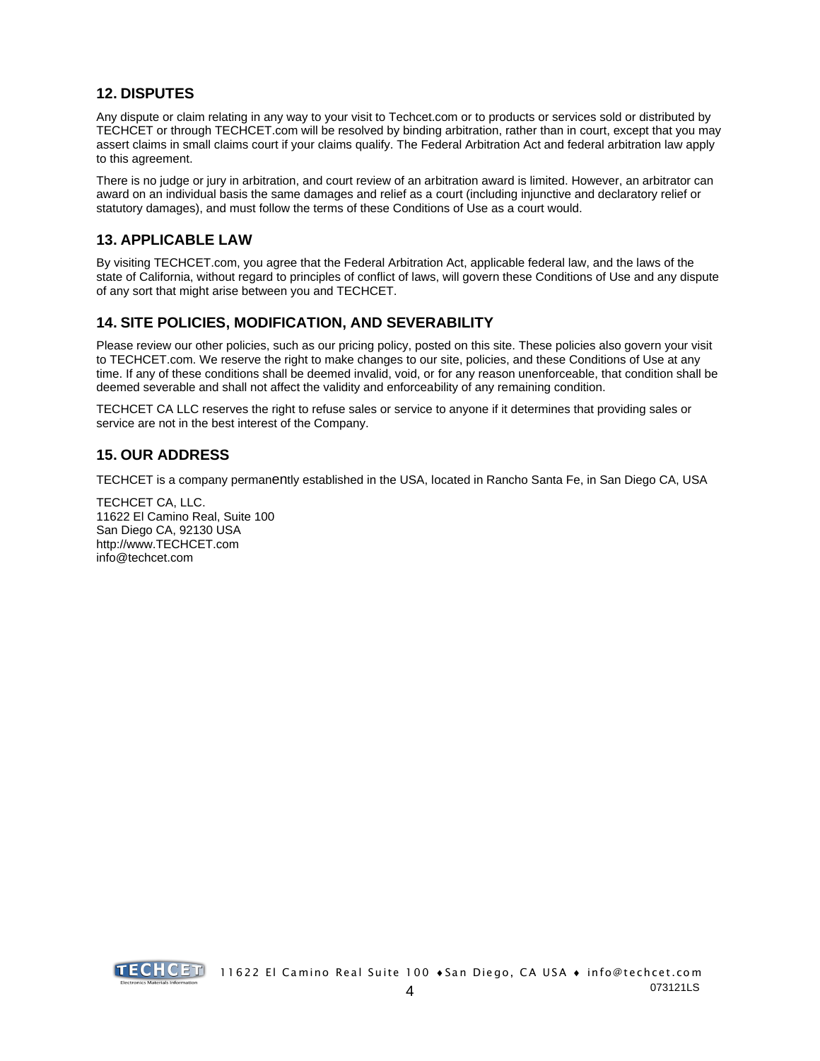## 12. DISPUTES

Any dispute or claim relating in any way to your visit to Techcet.com or to products or services sold or distributed by TECHCET or through TECHCET.com will be resolved by binding arbitration, rather than in court, except that you may assert claims in small claims court if your claims qualify. The Federal Arbitration Act and federal arbitration law apply to this agreement.

There is no judge or jury in arbitration, and court review of an arbitration award is limited. However, an arbitrator can award on an individual basis the same damages and relief as a court (including injunctive and declaratory relief or statutory damages), and must follow the terms of these Conditions of Use as a court would.

## 13. APPLICABLE LAW

By visiting TECHCET.com, you agree that the Federal Arbitration Act, applicable federal law, and the laws of the state of California, without regard to principles of conflict of laws, will govern these Conditions of Use and any dispute of any sort that might arise between you and TECHCET.

## 14. SITE POLICIES, MODIFICATION, AND SEVERABILITY

Please review our other policies, such as our pricing policy, posted on this site. These policies also govern your visit to TECHCET.com. We reserve the right to make changes to our site, policies, and these Conditions of Use at any time. If any of these conditions shall be deemed invalid, void, or for any reason unenforceable, that condition shall be deemed severable and shall not affect the validity and enforceability of any remaining condition.

TECHCET CA LLC reserves the right to refuse sales or service to anyone if it determines that providing sales or service are not in the best interest of the Company.

## 15. OUR ADDRESS

TECHCET is a company permanently established in the USA, located in Rancho Santa Fe, in San Diego CA, USA

TECHCET CA, LLC.
11622 El Camino Real, Suite 100
San Diego CA, 92130 USA
http://www.TECHCET.com
info@techcet.com